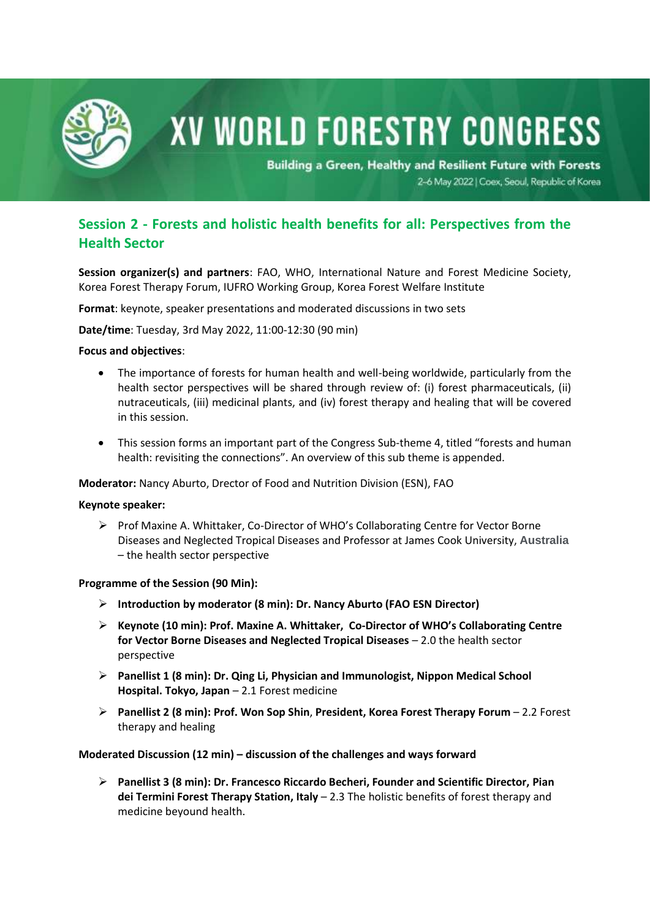# XV WORLD FORESTRY CONGRESS

**Building a Green, Healthy and Resilient Future with Forests**

2–6 May 2022 | Coex, Seoul, Republic of Korea

## Session 2 - Forests and holistic health benefits for all: Perspectives from the Health Sector

**Session organizer(s) and partners**: FAO, WHO, International Nature and Forest Medicine Society, Korea Forest Therapy Forum, IUFRO Working Group, Korea Forest Welfare Institute

**Format**: keynote, speaker presentations and moderated discussions in two sets

**Date/time**: Tuesday, 3rd May 2022, 11:00-12:30 (90 min)

**Focus and objectives**:

- The importance of forests for human health and well-being worldwide, particularly from the health sector perspectives will be shared through review of: (i) forest pharmaceuticals, (ii) nutraceuticals, (iii) medicinal plants, and (iv) forest therapy and healing that will be covered in this session.
- This session forms an important part of the Congress Sub-theme 4, titled "forests and human health: revisiting the connections". An overview of this sub theme is appended.

**Moderator:** Nancy Aburto, Dector of Food and Nutrition Division (ESN), FAO

**Keynote speaker:**

- Prof Maxine A. Whittaker, Co-Director of WHO's Collaborating Centre for Vector Borne Diseases and Neglected Tropical Diseases and Professor at James Cook University, **Australia** – the health sector perspective

**Programme of the Session (90 Min):**

- **Introduction by moderator (8 min): Dr. Nancy Aburto (FAO ESN Director)**
- **Keynote (10 min): Prof. Maxine A. Whittaker, Co-Director of WHO's Collaborating Centre for Vector Borne Diseases and Neglected Tropical Diseases** – 2.0 the health sector perspective
- **Panellist 1 (8 min): Dr. Qing Li, Physician and Immunologist, Nippon Medical School Hospital. Tokyo, Japan** – 2.1 Forest medicine
- **Panellist 2 (8 min): Prof. Won Sop Shin**, **President, Korea Forest Therapy Forum** – 2.2 Forest therapy and healing

**Moderated Discussion (12 min) – discussion of the challenges and ways forward**

- **Panellist 3 (8 min): Dr. Francesco Riccardo Becheri, Founder and Scientific Director, Pian dei Termini Forest Therapy Station, Italy** – 2.3 The holistic benefits of forest therapy and medicine beyound health.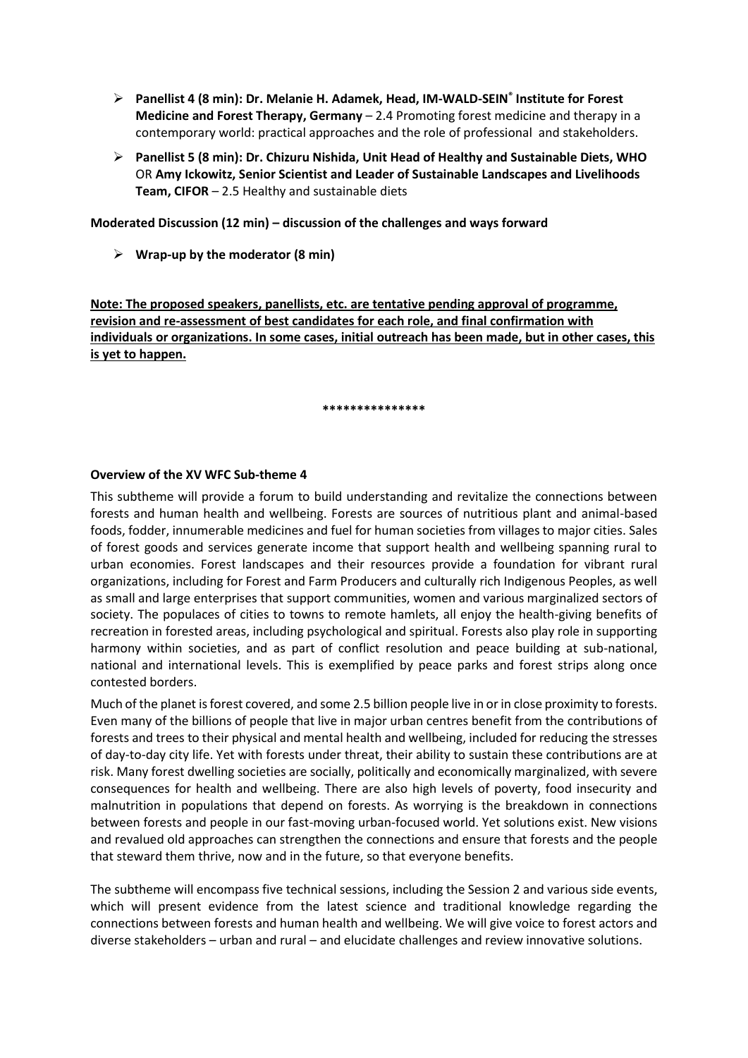- **Panellist 4 (8 min): Dr. Melanie H. Adamek, Head, IM-WALD-SEIN® Institute for Forest Medicine and Forest Therapy, Germany** – 2.4 Promoting forest medicine and therapy in a contemporary world: practical approaches and the role of professional and stakeholders.
- **Panellist 5 (8 min): Dr. Chizuru Nishida, Unit Head of Healthy and Sustainable Diets, WHO** OR **Amy Ickowitz, Senior Scientist and Leader of Sustainable Landscapes and Livelihoods Team, CIFOR** – 2.5 Healthy and sustainable diets

**Moderated Discussion (12 min) – discussion of the challenges and ways forward**

- **Wrap-up by the moderator (8 min)**

**Note: The proposed speakers, panellists, etc. are tentative pending approval of programme, revision and re-assessment of best candidates for each role, and final confirmation with individuals or organizations. In some cases, initial outreach has been made, but in other cases, this is yet to happen.**

***************

**Overview of the XV WFC Sub-theme 4**

This subtheme will provide a forum to build understanding and revitalize the connections between forests and human health and wellbeing. Forests are sources of nutritious plant and animal-based foods, fodder, innumerable medicines and fuel for human societies from villages to major cities. Sales of forest goods and services generate income that support health and wellbeing spanning rural to urban economies. Forest landscapes and their resources provide a foundation for vibrant rural organizations, including for Forest and Farm Producers and culturally rich Indigenous Peoples, as well as small and large enterprises that support communities, women and various marginalized sectors of society. The populaces of cities to towns to remote hamlets, all enjoy the health-giving benefits of recreation in forested areas, including psychological and spiritual. Forests also play role in supporting harmony within societies, and as part of conflict resolution and peace building at sub-national, national and international levels. This is exemplified by peace parks and forest strips along once contested borders.

Much of the planet is forest covered, and some 2.5 billion people live in or in close proximity to forests. Even many of the billions of people that live in major urban centres benefit from the contributions of forests and trees to their physical and mental health and wellbeing, included for reducing the stresses of day-to-day city life. Yet with forests under threat, their ability to sustain these contributions are at risk. Many forest dwelling societies are socially, politically and economically marginalized, with severe consequences for health and wellbeing. There are also high levels of poverty, food insecurity and malnutrition in populations that depend on forests. As worrying is the breakdown in connections between forests and people in our fast-moving urban-focused world. Yet solutions exist. New visions and revalued old approaches can strengthen the connections and ensure that forests and the people that steward them thrive, now and in the future, so that everyone benefits.

The subtheme will encompass five technical sessions, including the Session 2 and various side events, which will present evidence from the latest science and traditional knowledge regarding the connections between forests and human health and wellbeing. We will give voice to forest actors and diverse stakeholders – urban and rural – and elucidate challenges and review innovative solutions.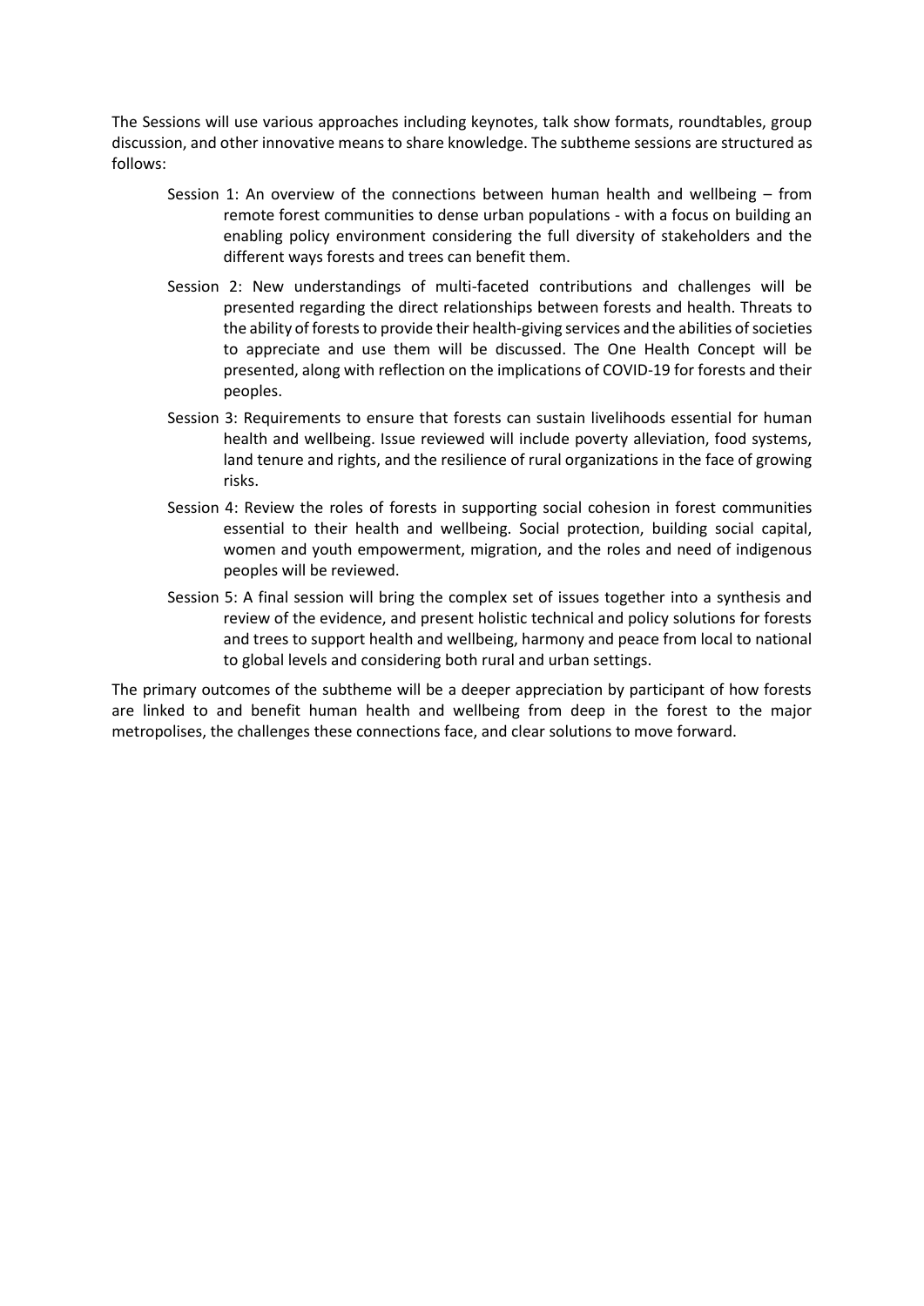The Sessions will use various approaches including keynotes, talk show formats, roundtables, group discussion, and other innovative means to share knowledge. The subtheme sessions are structured as follows:

Session 1: An overview of the connections between human health and wellbeing – from remote forest communities to dense urban populations - with a focus on building an enabling policy environment considering the full diversity of stakeholders and the different ways forests and trees can benefit them.

Session 2: New understandings of multi-faceted contributions and challenges will be presented regarding the direct relationships between forests and health. Threats to the ability of forests to provide their health-giving services and the abilities of societies to appreciate and use them will be discussed. The One Health Concept will be presented, along with reflection on the implications of COVID-19 for forests and their peoples.

Session 3: Requirements to ensure that forests can sustain livelihoods essential for human health and wellbeing. Issue reviewed will include poverty alleviation, food systems, land tenure and rights, and the resilience of rural organizations in the face of growing risks.

Session 4: Review the roles of forests in supporting social cohesion in forest communities essential to their health and wellbeing. Social protection, building social capital, women and youth empowerment, migration, and the roles and need of indigenous peoples will be reviewed.

Session 5: A final session will bring the complex set of issues together into a synthesis and review of the evidence, and present holistic technical and policy solutions for forests and trees to support health and wellbeing, harmony and peace from local to national to global levels and considering both rural and urban settings.

The primary outcomes of the subtheme will be a deeper appreciation by participant of how forests are linked to and benefit human health and wellbeing from deep in the forest to the major metropolises, the challenges these connections face, and clear solutions to move forward.